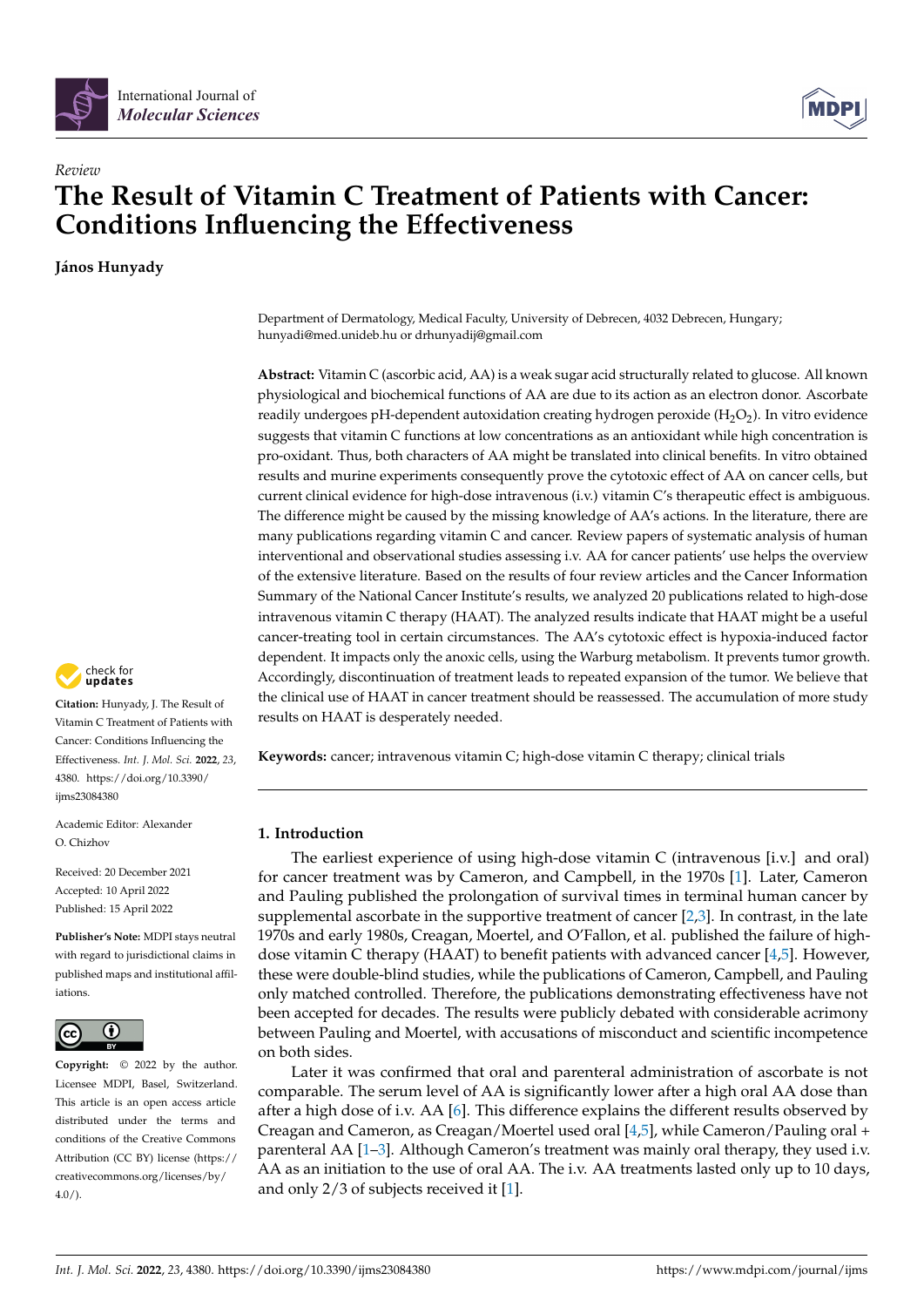International Journal of *Molecular Sciences*

*Review*

# The Result of Vitamin C Treatment of Patients with Cancer: Conditions Influencing the Effectiveness

**János Hunyady**

Department of Dermatology, Medical Faculty, University of Debrecen, 4032 Debrecen, Hungary; hunyadi@med.unideb.hu or drhunyadij@gmail.com

**Abstract:** Vitamin C (ascorbic acid, AA) is a weak sugar acid structurally related to glucose. All known physiological and biochemical functions of AA are due to its action as an electron donor. Ascorbate readily undergoes pH-dependent autoxidation creating hydrogen peroxide ($H_2O_2$). In vitro evidence suggests that vitamin C functions at low concentrations as an antioxidant while high concentration is pro-oxidant. Thus, both characters of AA might be translated into clinical benefits. In vitro obtained results and murine experiments consequently prove the cytotoxic effect of AA on cancer cells, but current clinical evidence for high-dose intravenous (i.v.) vitamin C's therapeutic effect is ambiguous. The difference might be caused by the missing knowledge of AA's actions. In the literature, there are many publications regarding vitamin C and cancer. Review papers of systematic analysis of human interventional and observational studies assessing i.v. AA for cancer patients' use helps the overview of the extensive literature. Based on the results of four review articles and the Cancer Information Summary of the National Cancer Institute's results, we analyzed 20 publications related to high-dose intravenous vitamin C therapy (HAAT). The analyzed results indicate that HAAT might be a useful cancer-treating tool in certain circumstances. The AA's cytotoxic effect is hypoxia-induced factor dependent. It impacts only the anoxic cells, using the Warburg metabolism. It prevents tumor growth. Accordingly, discontinuation of treatment leads to repeated expansion of the tumor. We believe that the clinical use of HAAT in cancer treatment should be reassessed. The accumulation of more study results on HAAT is desperately needed.

**Keywords:** cancer; intravenous vitamin C; high-dose vitamin C therapy; clinical trials

**Citation:** Hunyady, J. The Result of Vitamin C Treatment of Patients with Cancer: Conditions Influencing the Effectiveness. *Int. J. Mol. Sci.* **2022**, *23*, 4380. https://doi.org/10.3390/ijms23084380

Academic Editor: Alexander O. Chizhov

Received: 20 December 2021
Accepted: 10 April 2022
Published: 15 April 2022

**Publisher's Note:** MDPI stays neutral with regard to jurisdictional claims in published maps and institutional affiliations.

**Copyright:** © 2022 by the author. Licensee MDPI, Basel, Switzerland. This article is an open access article distributed under the terms and conditions of the Creative Commons Attribution (CC BY) license (https://creativecommons.org/licenses/by/4.0/).

## 1. Introduction

The earliest experience of using high-dose vitamin C (intravenous [i.v.] and oral) for cancer treatment was by Cameron, and Campbell, in the 1970s [1]. Later, Cameron and Pauling published the prolongation of survival times in terminal human cancer by supplemental ascorbate in the supportive treatment of cancer [2,3]. In contrast, in the late 1970s and early 1980s, Creagan, Moertel, and O'Fallon, et al. published the failure of high-dose vitamin C therapy (HAAT) to benefit patients with advanced cancer [4,5]. However, these were double-blind studies, while the publications of Cameron, Campbell, and Pauling only matched controlled. Therefore, the publications demonstrating effectiveness have not been accepted for decades. The results were publicly debated with considerable acrimony between Pauling and Moertel, with accusations of misconduct and scientific incompetence on both sides.

Later it was confirmed that oral and parenteral administration of ascorbate is not comparable. The serum level of AA is significantly lower after a high oral AA dose than after a high dose of i.v. AA [6]. This difference explains the different results observed by Creagan and Cameron, as Creagan/Moertel used oral [4,5], while Cameron/Pauling oral + parenteral AA [1–3]. Although Cameron's treatment was mainly oral therapy, they used i.v. AA as an initiation to the use of oral AA. The i.v. AA treatments lasted only up to 10 days, and only 2/3 of subjects received it [1].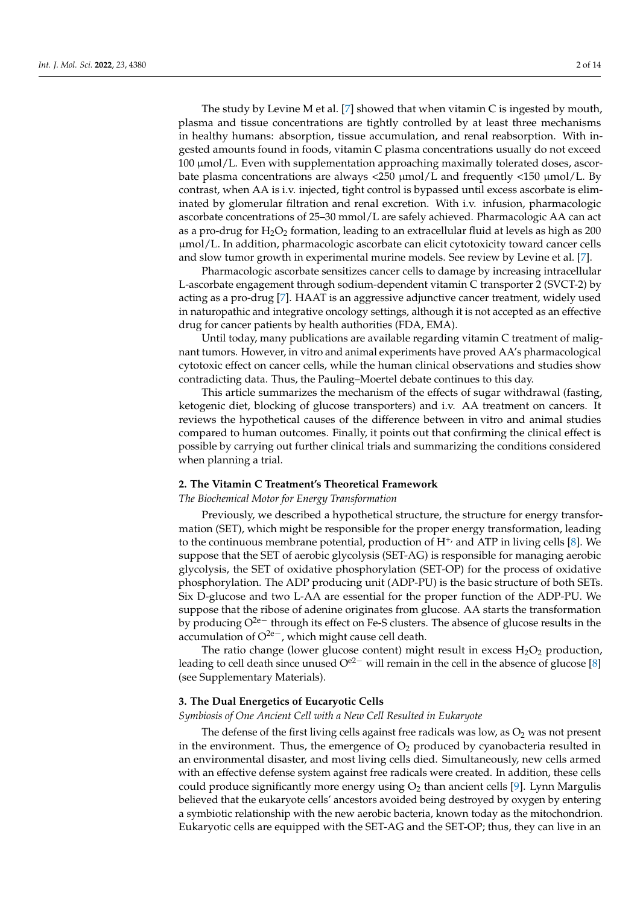The study by Levine M et al. [7] showed that when vitamin C is ingested by mouth, plasma and tissue concentrations are tightly controlled by at least three mechanisms in healthy humans: absorption, tissue accumulation, and renal reabsorption. With ingested amounts found in foods, vitamin C plasma concentrations usually do not exceed 100 μmol/L. Even with supplementation approaching maximally tolerated doses, ascorbate plasma concentrations are always <250 μmol/L and frequently <150 μmol/L. By contrast, when AA is i.v. injected, tight control is bypassed until excess ascorbate is eliminated by glomerular filtration and renal excretion. With i.v. infusion, pharmacologic ascorbate concentrations of 25–30 mmol/L are safely achieved. Pharmacologic AA can act as a pro-drug for $H_2O_2$ formation, leading to an extracellular fluid at levels as high as 200 μmol/L. In addition, pharmacologic ascorbate can elicit cytotoxicity toward cancer cells and slow tumor growth in experimental murine models. See review by Levine et al. [7].

Pharmacologic ascorbate sensitizes cancer cells to damage by increasing intracellular L-ascorbate engagement through sodium-dependent vitamin C transporter 2 (SVCT-2) by acting as a pro-drug [7]. HAAT is an aggressive adjunctive cancer treatment, widely used in naturopathic and integrative oncology settings, although it is not accepted as an effective drug for cancer patients by health authorities (FDA, EMA).

Until today, many publications are available regarding vitamin C treatment of malignant tumors. However, in vitro and animal experiments have proved AA's pharmacological cytotoxic effect on cancer cells, while the human clinical observations and studies show contradicting data. Thus, the Pauling–Moertel debate continues to this day.

This article summarizes the mechanism of the effects of sugar withdrawal (fasting, ketogenic diet, blocking of glucose transporters) and i.v. AA treatment on cancers. It reviews the hypothetical causes of the difference between in vitro and animal studies compared to human outcomes. Finally, it points out that confirming the clinical effect is possible by carrying out further clinical trials and summarizing the conditions considered when planning a trial.

## 2. The Vitamin C Treatment's Theoretical Framework

*The Biochemical Motor for Energy Transformation*

Previously, we described a hypothetical structure, the structure for energy transformation (SET), which might be responsible for the proper energy transformation, leading to the continuous membrane potential, production of $H^{+}$, and ATP in living cells [8]. We suppose that the SET of aerobic glycolysis (SET-AG) is responsible for managing aerobic glycolysis, the SET of oxidative phosphorylation (SET-OP) for the process of oxidative phosphorylation. The ADP producing unit (ADP-PU) is the basic structure of both SETs. Six D-glucose and two L-AA are essential for the proper function of the ADP-PU. We suppose that the ribose of adenine originates from glucose. AA starts the transformation by producing $O^{2e-}$ through its effect on Fe-S clusters. The absence of glucose results in the accumulation of $O^{2e-}$, which might cause cell death.

The ratio change (lower glucose content) might result in excess $H_2O_2$ production, leading to cell death since unused $O^{e2-}$ will remain in the cell in the absence of glucose [8] (see Supplementary Materials).

## 3. The Dual Energetics of Eucaryotic Cells

*Symbiosis of One Ancient Cell with a New Cell Resulted in Eukaryote*

The defense of the first living cells against free radicals was low, as $O_2$ was not present in the environment. Thus, the emergence of $O_2$ produced by cyanobacteria resulted in an environmental disaster, and most living cells died. Simultaneously, new cells armed with an effective defense system against free radicals were created. In addition, these cells could produce significantly more energy using $O_2$ than ancient cells [9]. Lynn Margulis believed that the eukaryote cells' ancestors avoided being destroyed by oxygen by entering a symbiotic relationship with the new aerobic bacteria, known today as the mitochondrion. Eukaryotic cells are equipped with the SET-AG and the SET-OP; thus, they can live in an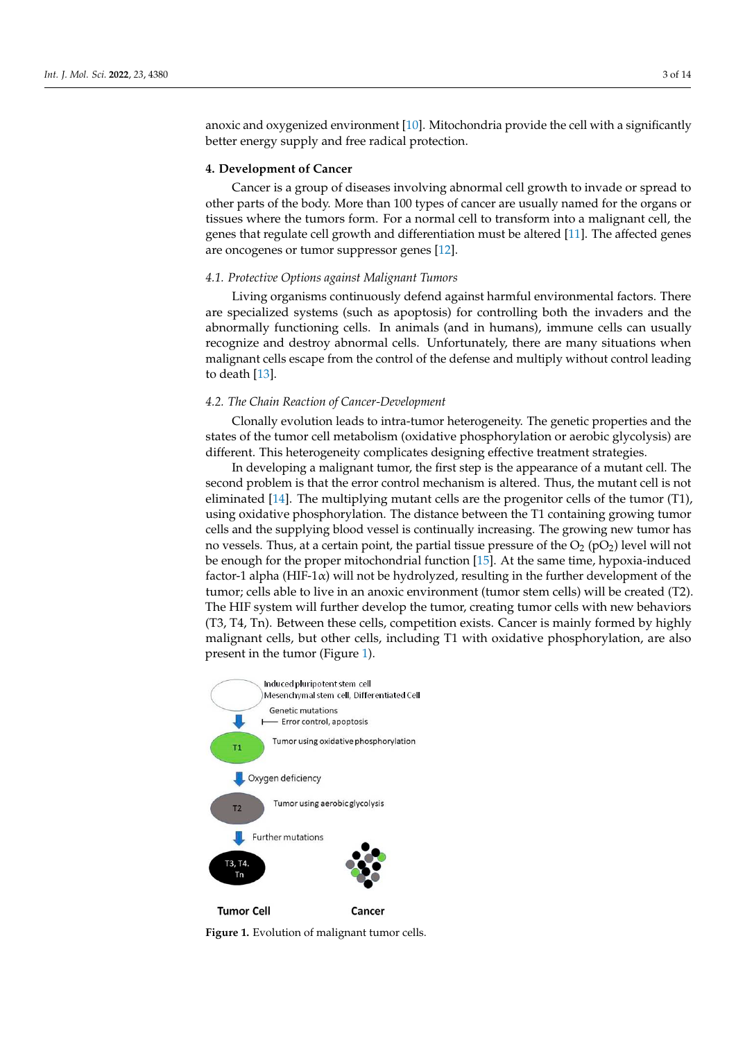anoxic and oxygenized environment [10]. Mitochondria provide the cell with a significantly better energy supply and free radical protection.

## 4. Development of Cancer

Cancer is a group of diseases involving abnormal cell growth to invade or spread to other parts of the body. More than 100 types of cancer are usually named for the organs or tissues where the tumors form. For a normal cell to transform into a malignant cell, the genes that regulate cell growth and differentiation must be altered [11]. The affected genes are oncogenes or tumor suppressor genes [12].

### *4.1. Protective Options against Malignant Tumors*

Living organisms continuously defend against harmful environmental factors. There are specialized systems (such as apoptosis) for controlling both the invaders and the abnormally functioning cells. In animals (and in humans), immune cells can usually recognize and destroy abnormal cells. Unfortunately, there are many situations when malignant cells escape from the control of the defense and multiply without control leading to death [13].

### *4.2. The Chain Reaction of Cancer-Development*

Clonally evolution leads to intra-tumor heterogeneity. The genetic properties and the states of the tumor cell metabolism (oxidative phosphorylation or aerobic glycolysis) are different. This heterogeneity complicates designing effective treatment strategies.

In developing a malignant tumor, the first step is the appearance of a mutant cell. The second problem is that the error control mechanism is altered. Thus, the mutant cell is not eliminated [14]. The multiplying mutant cells are the progenitor cells of the tumor (T1), using oxidative phosphorylation. The distance between the T1 containing growing tumor cells and the supplying blood vessel is continually increasing. The growing new tumor has no vessels. Thus, at a certain point, the partial tissue pressure of the $O_2$ ($pO_2$) level will not be enough for the proper mitochondrial function [15]. At the same time, hypoxia-induced factor-1 alpha (HIF-1$\alpha$) will not be hydrolyzed, resulting in the further development of the tumor; cells able to live in an anoxic environment (tumor stem cells) will be created (T2). The HIF system will further develop the tumor, creating tumor cells with new behaviors (T3, T4, Tn). Between these cells, competition exists. Cancer is mainly formed by highly malignant cells, but other cells, including T1 with oxidative phosphorylation, are also present in the tumor (Figure 1).

Induced pluripotent stem cell
Mesenchymal stem cell, Differentiated Cell
Genetic mutations
Error control, apoptosis
T1 — Tumor using oxidative phosphorylation
Oxygen deficiency
T2 — Tumor using aerobic glycolysis
Further mutations
T3, T4, Tn
Tumor Cell — Cancer

**Figure 1.** Evolution of malignant tumor cells.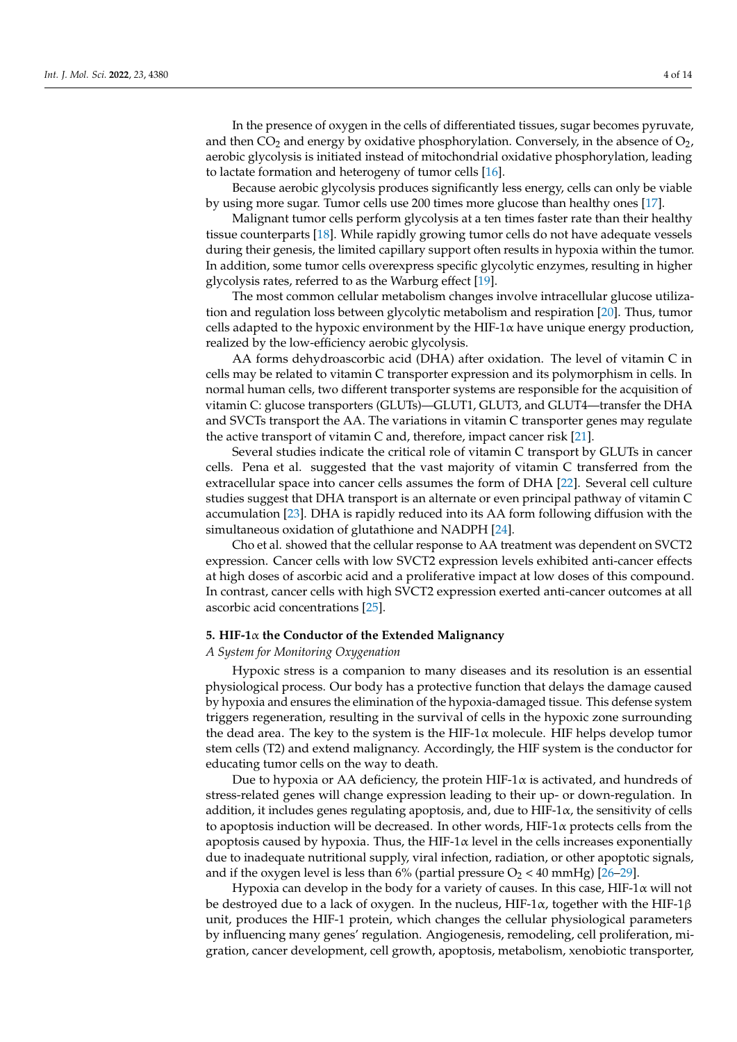In the presence of oxygen in the cells of differentiated tissues, sugar becomes pyruvate, and then $CO_2$ and energy by oxidative phosphorylation. Conversely, in the absence of $O_2$, aerobic glycolysis is initiated instead of mitochondrial oxidative phosphorylation, leading to lactate formation and heterogeny of tumor cells [16].

Because aerobic glycolysis produces significantly less energy, cells can only be viable by using more sugar. Tumor cells use 200 times more glucose than healthy ones [17].

Malignant tumor cells perform glycolysis at a ten times faster rate than their healthy tissue counterparts [18]. While rapidly growing tumor cells do not have adequate vessels during their genesis, the limited capillary support often results in hypoxia within the tumor. In addition, some tumor cells overexpress specific glycolytic enzymes, resulting in higher glycolysis rates, referred to as the Warburg effect [19].

The most common cellular metabolism changes involve intracellular glucose utilization and regulation loss between glycolytic metabolism and respiration [20]. Thus, tumor cells adapted to the hypoxic environment by the HIF-1α have unique energy production, realized by the low-efficiency aerobic glycolysis.

AA forms dehydroascorbic acid (DHA) after oxidation. The level of vitamin C in cells may be related to vitamin C transporter expression and its polymorphism in cells. In normal human cells, two different transporter systems are responsible for the acquisition of vitamin C: glucose transporters (GLUTs)—GLUT1, GLUT3, and GLUT4—transfer the DHA and SVCTs transport the AA. The variations in vitamin C transporter genes may regulate the active transport of vitamin C and, therefore, impact cancer risk [21].

Several studies indicate the critical role of vitamin C transport by GLUTs in cancer cells. Pena et al. suggested that the vast majority of vitamin C transferred from the extracellular space into cancer cells assumes the form of DHA [22]. Several cell culture studies suggest that DHA transport is an alternate or even principal pathway of vitamin C accumulation [23]. DHA is rapidly reduced into its AA form following diffusion with the simultaneous oxidation of glutathione and NADPH [24].

Cho et al. showed that the cellular response to AA treatment was dependent on SVCT2 expression. Cancer cells with low SVCT2 expression levels exhibited anti-cancer effects at high doses of ascorbic acid and a proliferative impact at low doses of this compound. In contrast, cancer cells with high SVCT2 expression exerted anti-cancer outcomes at all ascorbic acid concentrations [25].

## 5. HIF-1α the Conductor of the Extended Malignancy

*A System for Monitoring Oxygenation*

Hypoxic stress is a companion to many diseases and its resolution is an essential physiological process. Our body has a protective function that delays the damage caused by hypoxia and ensures the elimination of the hypoxia-damaged tissue. This defense system triggers regeneration, resulting in the survival of cells in the hypoxic zone surrounding the dead area. The key to the system is the HIF-1α molecule. HIF helps develop tumor stem cells (T2) and extend malignancy. Accordingly, the HIF system is the conductor for educating tumor cells on the way to death.

Due to hypoxia or AA deficiency, the protein HIF-1α is activated, and hundreds of stress-related genes will change expression leading to their up- or down-regulation. In addition, it includes genes regulating apoptosis, and, due to HIF-1α, the sensitivity of cells to apoptosis induction will be decreased. In other words, HIF-1α protects cells from the apoptosis caused by hypoxia. Thus, the HIF-1α level in the cells increases exponentially due to inadequate nutritional supply, viral infection, radiation, or other apoptotic signals, and if the oxygen level is less than 6% (partial pressure $O_2 < 40$ mmHg) [26–29].

Hypoxia can develop in the body for a variety of causes. In this case, HIF-1α will not be destroyed due to a lack of oxygen. In the nucleus, HIF-1α, together with the HIF-1β unit, produces the HIF-1 protein, which changes the cellular physiological parameters by influencing many genes' regulation. Angiogenesis, remodeling, cell proliferation, migration, cancer development, cell growth, apoptosis, metabolism, xenobiotic transporter,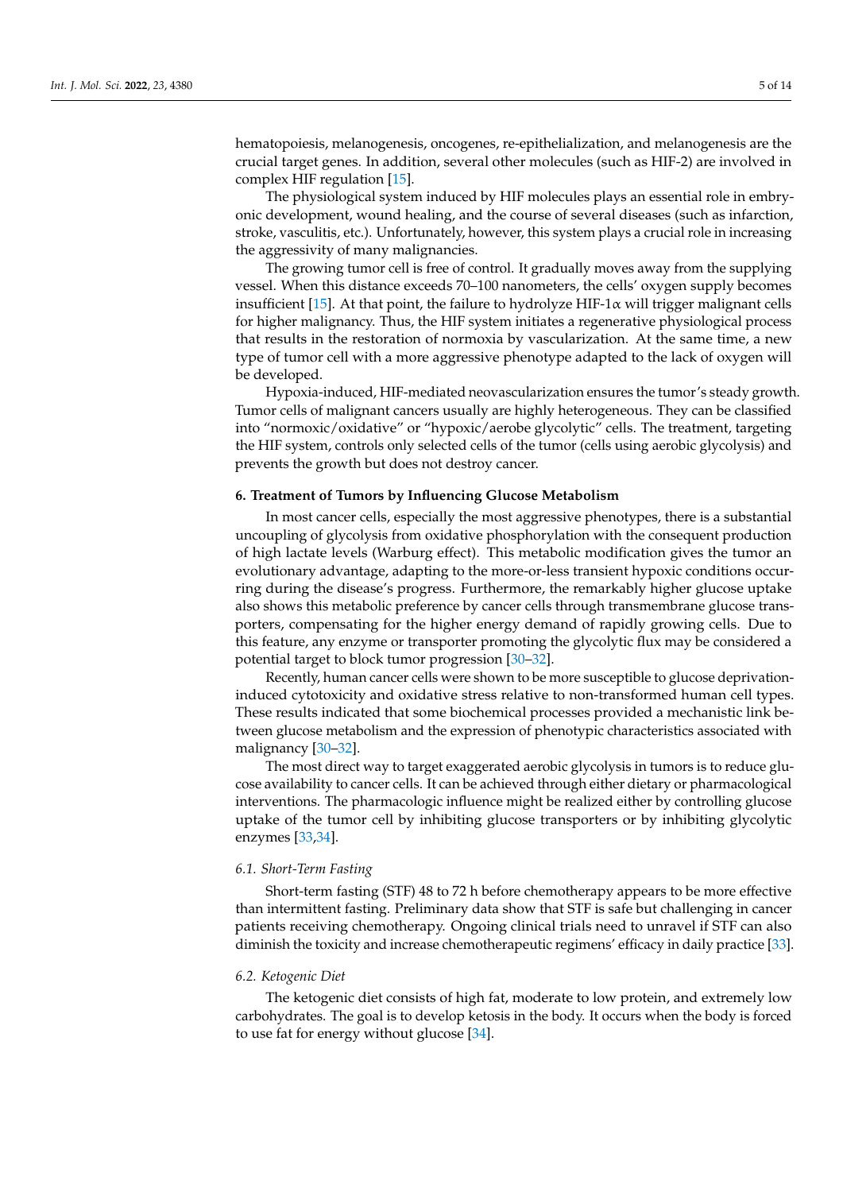hematopoiesis, melanogenesis, oncogenes, re-epithelialization, and melanogenesis are the crucial target genes. In addition, several other molecules (such as HIF-2) are involved in complex HIF regulation [15].

The physiological system induced by HIF molecules plays an essential role in embryonic development, wound healing, and the course of several diseases (such as infarction, stroke, vasculitis, etc.). Unfortunately, however, this system plays a crucial role in increasing the aggressivity of many malignancies.

The growing tumor cell is free of control. It gradually moves away from the supplying vessel. When this distance exceeds 70–100 nanometers, the cells' oxygen supply becomes insufficient [15]. At that point, the failure to hydrolyze HIF-1$\alpha$ will trigger malignant cells for higher malignancy. Thus, the HIF system initiates a regenerative physiological process that results in the restoration of normoxia by vascularization. At the same time, a new type of tumor cell with a more aggressive phenotype adapted to the lack of oxygen will be developed.

Hypoxia-induced, HIF-mediated neovascularization ensures the tumor's steady growth. Tumor cells of malignant cancers usually are highly heterogeneous. They can be classified into "normoxic/oxidative" or "hypoxic/aerobe glycolytic" cells. The treatment, targeting the HIF system, controls only selected cells of the tumor (cells using aerobic glycolysis) and prevents the growth but does not destroy cancer.

## 6. Treatment of Tumors by Influencing Glucose Metabolism

In most cancer cells, especially the most aggressive phenotypes, there is a substantial uncoupling of glycolysis from oxidative phosphorylation with the consequent production of high lactate levels (Warburg effect). This metabolic modification gives the tumor an evolutionary advantage, adapting to the more-or-less transient hypoxic conditions occurring during the disease's progress. Furthermore, the remarkably higher glucose uptake also shows this metabolic preference by cancer cells through transmembrane glucose transporters, compensating for the higher energy demand of rapidly growing cells. Due to this feature, any enzyme or transporter promoting the glycolytic flux may be considered a potential target to block tumor progression [30–32].

Recently, human cancer cells were shown to be more susceptible to glucose deprivation-induced cytotoxicity and oxidative stress relative to non-transformed human cell types. These results indicated that some biochemical processes provided a mechanistic link between glucose metabolism and the expression of phenotypic characteristics associated with malignancy [30–32].

The most direct way to target exaggerated aerobic glycolysis in tumors is to reduce glucose availability to cancer cells. It can be achieved through either dietary or pharmacological interventions. The pharmacologic influence might be realized either by controlling glucose uptake of the tumor cell by inhibiting glucose transporters or by inhibiting glycolytic enzymes [33,34].

### 6.1. Short-Term Fasting

Short-term fasting (STF) 48 to 72 h before chemotherapy appears to be more effective than intermittent fasting. Preliminary data show that STF is safe but challenging in cancer patients receiving chemotherapy. Ongoing clinical trials need to unravel if STF can also diminish the toxicity and increase chemotherapeutic regimens' efficacy in daily practice [33].

### 6.2. Ketogenic Diet

The ketogenic diet consists of high fat, moderate to low protein, and extremely low carbohydrates. The goal is to develop ketosis in the body. It occurs when the body is forced to use fat for energy without glucose [34].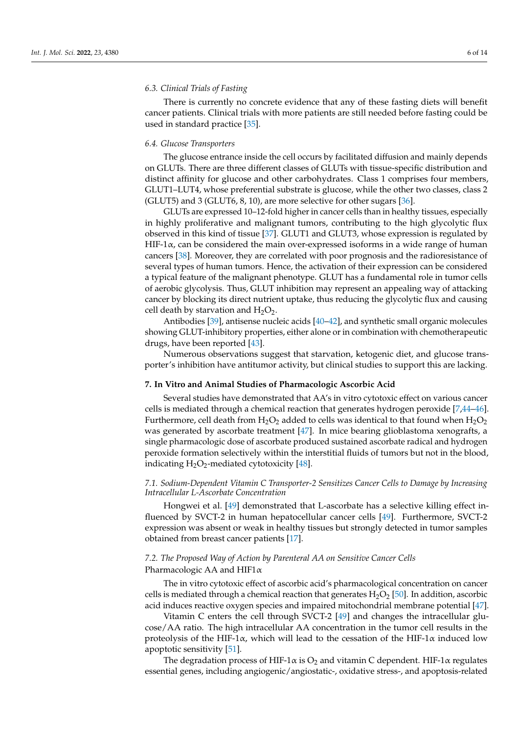### 6.3. Clinical Trials of Fasting

There is currently no concrete evidence that any of these fasting diets will benefit cancer patients. Clinical trials with more patients are still needed before fasting could be used in standard practice [35].

### 6.4. Glucose Transporters

The glucose entrance inside the cell occurs by facilitated diffusion and mainly depends on GLUTs. There are three different classes of GLUTs with tissue-specific distribution and distinct affinity for glucose and other carbohydrates. Class 1 comprises four members, GLUT1–LUT4, whose preferential substrate is glucose, while the other two classes, class 2 (GLUT5) and 3 (GLUT6, 8, 10), are more selective for other sugars [36].

GLUTs are expressed 10–12-fold higher in cancer cells than in healthy tissues, especially in highly proliferative and malignant tumors, contributing to the high glycolytic flux observed in this kind of tissue [37]. GLUT1 and GLUT3, whose expression is regulated by HIF-1$\alpha$, can be considered the main over-expressed isoforms in a wide range of human cancers [38]. Moreover, they are correlated with poor prognosis and the radioresistance of several types of human tumors. Hence, the activation of their expression can be considered a typical feature of the malignant phenotype. GLUT has a fundamental role in tumor cells of aerobic glycolysis. Thus, GLUT inhibition may represent an appealing way of attacking cancer by blocking its direct nutrient uptake, thus reducing the glycolytic flux and causing cell death by starvation and $H_2O_2$.

Antibodies [39], antisense nucleic acids [40–42], and synthetic small organic molecules showing GLUT-inhibitory properties, either alone or in combination with chemotherapeutic drugs, have been reported [43].

Numerous observations suggest that starvation, ketogenic diet, and glucose transporter's inhibition have antitumor activity, but clinical studies to support this are lacking.

## 7. In Vitro and Animal Studies of Pharmacologic Ascorbic Acid

Several studies have demonstrated that AA's in vitro cytotoxic effect on various cancer cells is mediated through a chemical reaction that generates hydrogen peroxide [7,44–46]. Furthermore, cell death from $H_2O_2$ added to cells was identical to that found when $H_2O_2$ was generated by ascorbate treatment [47]. In mice bearing glioblastoma xenografts, a single pharmacologic dose of ascorbate produced sustained ascorbate radical and hydrogen peroxide formation selectively within the interstitial fluids of tumors but not in the blood, indicating $H_2O_2$-mediated cytotoxicity [48].

### 7.1. Sodium-Dependent Vitamin C Transporter-2 Sensitizes Cancer Cells to Damage by Increasing Intracellular L-Ascorbate Concentration

Hongwei et al. [49] demonstrated that L-ascorbate has a selective killing effect influenced by SVCT-2 in human hepatocellular cancer cells [49]. Furthermore, SVCT-2 expression was absent or weak in healthy tissues but strongly detected in tumor samples obtained from breast cancer patients [17].

### 7.2. The Proposed Way of Action by Parenteral AA on Sensitive Cancer Cells

Pharmacologic AA and HIF1$\alpha$

The in vitro cytotoxic effect of ascorbic acid's pharmacological concentration on cancer cells is mediated through a chemical reaction that generates $H_2O_2$ [50]. In addition, ascorbic acid induces reactive oxygen species and impaired mitochondrial membrane potential [47].

Vitamin C enters the cell through SVCT-2 [49] and changes the intracellular glucose/AA ratio. The high intracellular AA concentration in the tumor cell results in the proteolysis of the HIF-1$\alpha$, which will lead to the cessation of the HIF-1$\alpha$ induced low apoptotic sensitivity [51].

The degradation process of HIF-1$\alpha$ is $O_2$ and vitamin C dependent. HIF-1$\alpha$ regulates essential genes, including angiogenic/angiostatic-, oxidative stress-, and apoptosis-related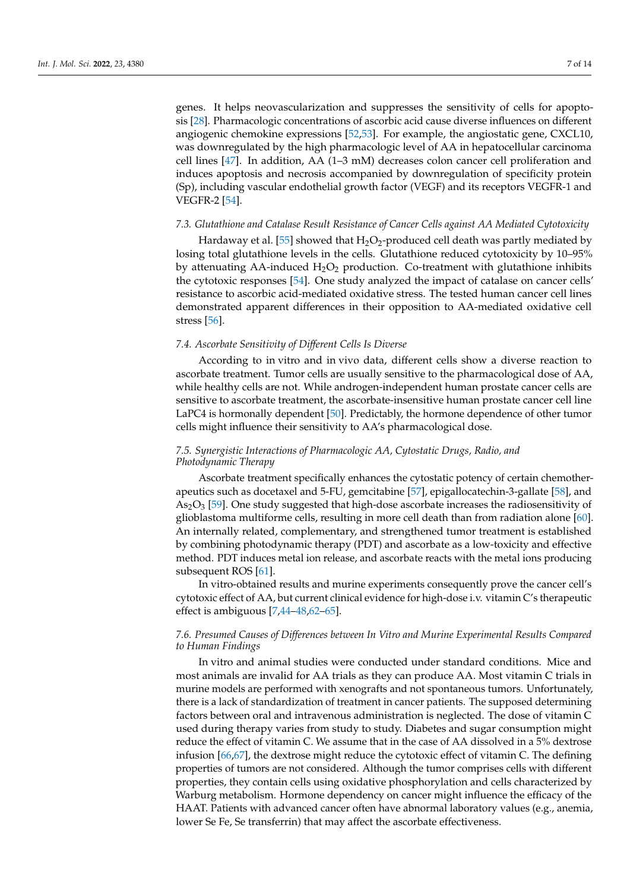genes. It helps neovascularization and suppresses the sensitivity of cells for apoptosis [28]. Pharmacologic concentrations of ascorbic acid cause diverse influences on different angiogenic chemokine expressions [52,53]. For example, the angiostatic gene, CXCL10, was downregulated by the high pharmacologic level of AA in hepatocellular carcinoma cell lines [47]. In addition, AA (1–3 mM) decreases colon cancer cell proliferation and induces apoptosis and necrosis accompanied by downregulation of specificity protein (Sp), including vascular endothelial growth factor (VEGF) and its receptors VEGFR-1 and VEGFR-2 [54].

### *7.3. Glutathione and Catalase Result Resistance of Cancer Cells against AA Mediated Cytotoxicity*

Hardaway et al. [55] showed that $H_2O_2$-produced cell death was partly mediated by losing total glutathione levels in the cells. Glutathione reduced cytotoxicity by 10–95% by attenuating AA-induced $H_2O_2$ production. Co-treatment with glutathione inhibits the cytotoxic responses [54]. One study analyzed the impact of catalase on cancer cells' resistance to ascorbic acid-mediated oxidative stress. The tested human cancer cell lines demonstrated apparent differences in their opposition to AA-mediated oxidative cell stress [56].

### *7.4. Ascorbate Sensitivity of Different Cells Is Diverse*

According to in vitro and in vivo data, different cells show a diverse reaction to ascorbate treatment. Tumor cells are usually sensitive to the pharmacological dose of AA, while healthy cells are not. While androgen-independent human prostate cancer cells are sensitive to ascorbate treatment, the ascorbate-insensitive human prostate cancer cell line LaPC4 is hormonally dependent [50]. Predictably, the hormone dependence of other tumor cells might influence their sensitivity to AA's pharmacological dose.

### *7.5. Synergistic Interactions of Pharmacologic AA, Cytostatic Drugs, Radio, and Photodynamic Therapy*

Ascorbate treatment specifically enhances the cytostatic potency of certain chemotherapeutics such as docetaxel and 5-FU, gemcitabine [57], epigallocatechin-3-gallate [58], and $As_2O_3$ [59]. One study suggested that high-dose ascorbate increases the radiosensitivity of glioblastoma multiforme cells, resulting in more cell death than from radiation alone [60]. An internally related, complementary, and strengthened tumor treatment is established by combining photodynamic therapy (PDT) and ascorbate as a low-toxicity and effective method. PDT induces metal ion release, and ascorbate reacts with the metal ions producing subsequent ROS [61].

In vitro-obtained results and murine experiments consequently prove the cancer cell's cytotoxic effect of AA, but current clinical evidence for high-dose i.v. vitamin C's therapeutic effect is ambiguous [7,44–48,62–65].

### *7.6. Presumed Causes of Differences between In Vitro and Murine Experimental Results Compared to Human Findings*

In vitro and animal studies were conducted under standard conditions. Mice and most animals are invalid for AA trials as they can produce AA. Most vitamin C trials in murine models are performed with xenografts and not spontaneous tumors. Unfortunately, there is a lack of standardization of treatment in cancer patients. The supposed determining factors between oral and intravenous administration is neglected. The dose of vitamin C used during therapy varies from study to study. Diabetes and sugar consumption might reduce the effect of vitamin C. We assume that in the case of AA dissolved in a 5% dextrose infusion [66,67], the dextrose might reduce the cytotoxic effect of vitamin C. The defining properties of tumors are not considered. Although the tumor comprises cells with different properties, they contain cells using oxidative phosphorylation and cells characterized by Warburg metabolism. Hormone dependency on cancer might influence the efficacy of the HAAT. Patients with advanced cancer often have abnormal laboratory values (e.g., anemia, lower Se Fe, Se transferrin) that may affect the ascorbate effectiveness.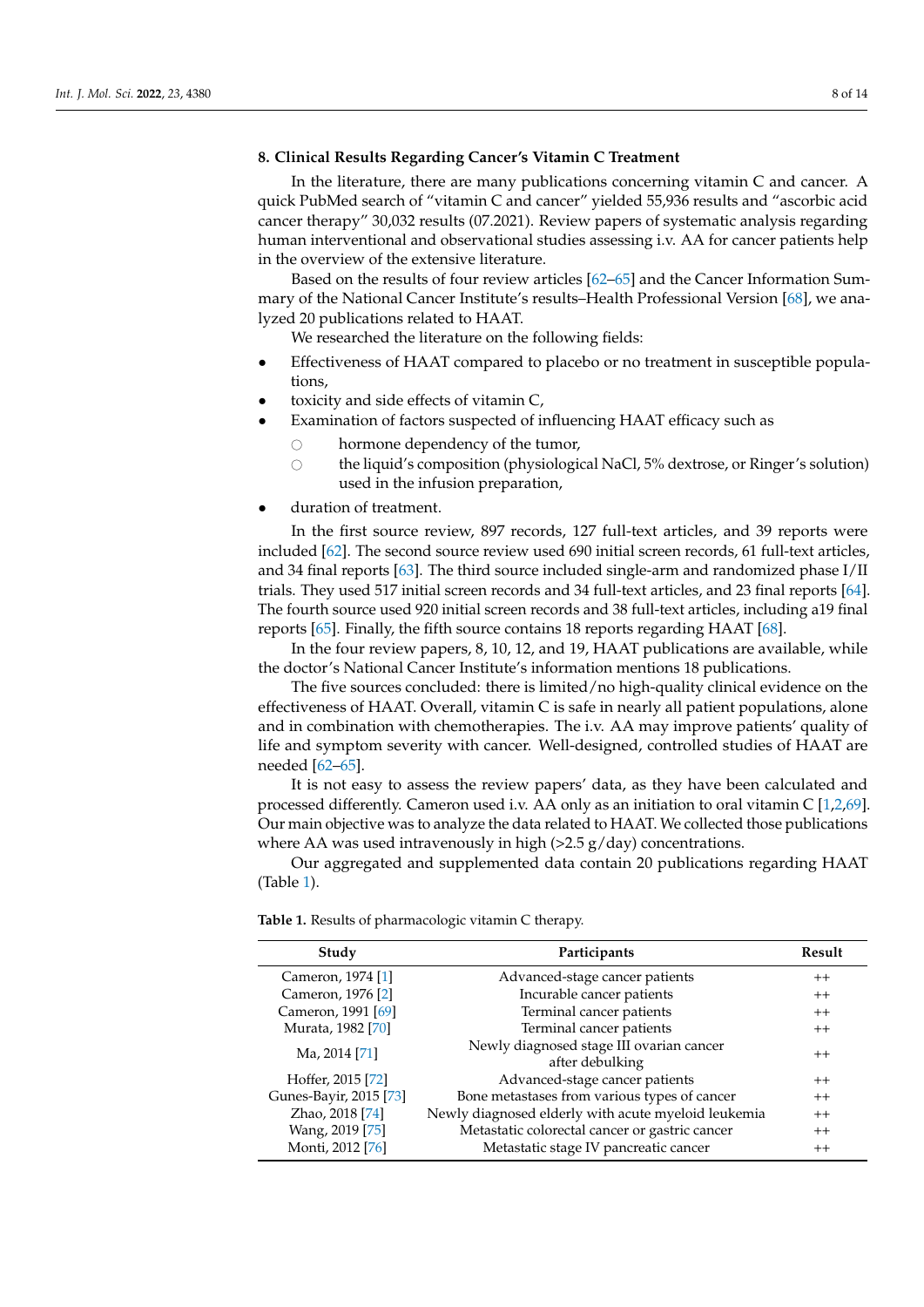## 8. Clinical Results Regarding Cancer's Vitamin C Treatment

In the literature, there are many publications concerning vitamin C and cancer. A quick PubMed search of "vitamin C and cancer" yielded 55,936 results and "ascorbic acid cancer therapy" 30,032 results (07.2021). Review papers of systematic analysis regarding human interventional and observational studies assessing i.v. AA for cancer patients help in the overview of the extensive literature.

Based on the results of four review articles [62–65] and the Cancer Information Summary of the National Cancer Institute's results–Health Professional Version [68], we analyzed 20 publications related to HAAT.

We researched the literature on the following fields:

- Effectiveness of HAAT compared to placebo or no treatment in susceptible populations,
- toxicity and side effects of vitamin C,
- Examination of factors suspected of influencing HAAT efficacy such as
  - hormone dependency of the tumor,
  - the liquid's composition (physiological NaCl, 5% dextrose, or Ringer's solution) used in the infusion preparation,
- duration of treatment.

In the first source review, 897 records, 127 full-text articles, and 39 reports were included [62]. The second source review used 690 initial screen records, 61 full-text articles, and 34 final reports [63]. The third source included single-arm and randomized phase I/II trials. They used 517 initial screen records and 34 full-text articles, and 23 final reports [64]. The fourth source used 920 initial screen records and 38 full-text articles, including a19 final reports [65]. Finally, the fifth source contains 18 reports regarding HAAT [68].

In the four review papers, 8, 10, 12, and 19, HAAT publications are available, while the doctor's National Cancer Institute's information mentions 18 publications.

The five sources concluded: there is limited/no high-quality clinical evidence on the effectiveness of HAAT. Overall, vitamin C is safe in nearly all patient populations, alone and in combination with chemotherapies. The i.v. AA may improve patients' quality of life and symptom severity with cancer. Well-designed, controlled studies of HAAT are needed [62–65].

It is not easy to assess the review papers' data, as they have been calculated and processed differently. Cameron used i.v. AA only as an initiation to oral vitamin C [1,2,69]. Our main objective was to analyze the data related to HAAT. We collected those publications where AA was used intravenously in high (>2.5 g/day) concentrations.

Our aggregated and supplemented data contain 20 publications regarding HAAT (Table 1).

**Table 1.** Results of pharmacologic vitamin C therapy.

| Study | Participants | Result |
|---|---|---|
| Cameron, 1974 [1] | Advanced-stage cancer patients | ++ |
| Cameron, 1976 [2] | Incurable cancer patients | ++ |
| Cameron, 1991 [69] | Terminal cancer patients | ++ |
| Murata, 1982 [70] | Terminal cancer patients | ++ |
| Ma, 2014 [71] | Newly diagnosed stage III ovarian cancer after debulking | ++ |
| Hoffer, 2015 [72] | Advanced-stage cancer patients | ++ |
| Gunes-Bayir, 2015 [73] | Bone metastases from various types of cancer | ++ |
| Zhao, 2018 [74] | Newly diagnosed elderly with acute myeloid leukemia | ++ |
| Wang, 2019 [75] | Metastatic colorectal cancer or gastric cancer | ++ |
| Monti, 2012 [76] | Metastatic stage IV pancreatic cancer | ++ |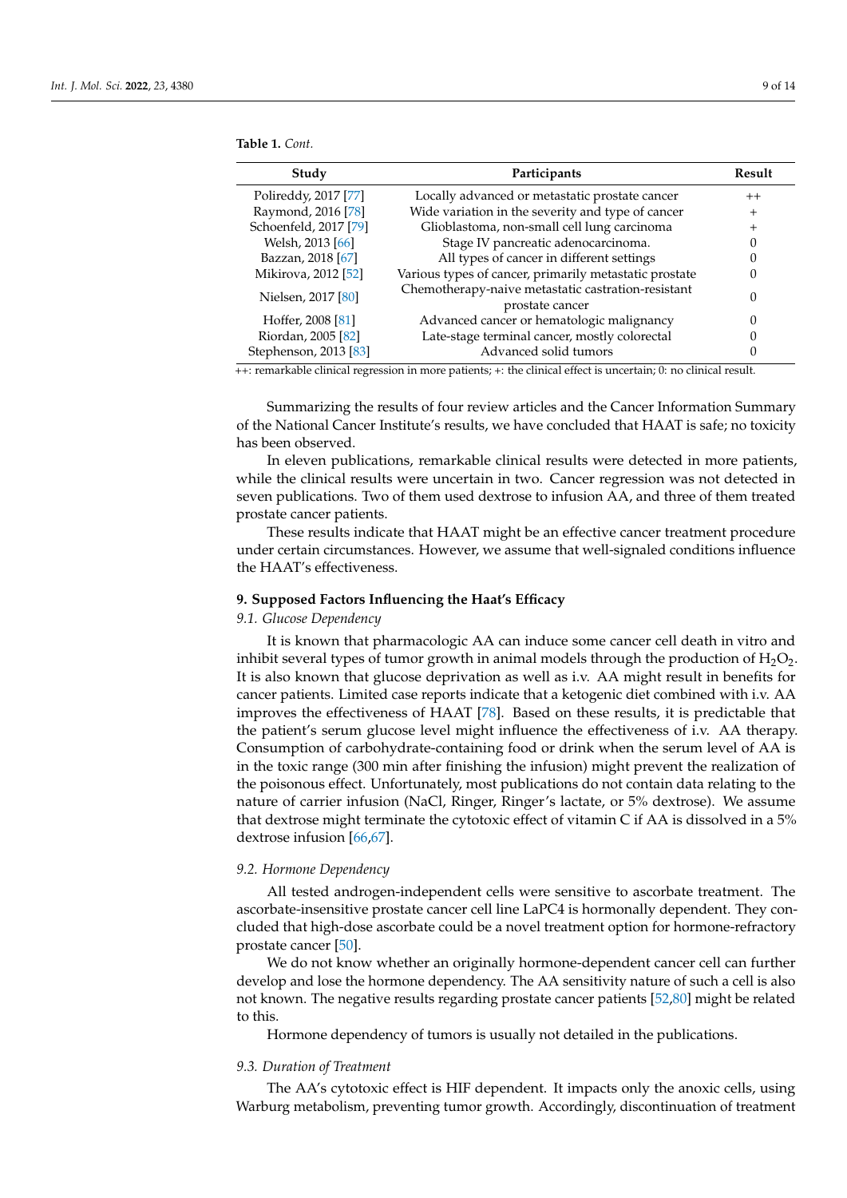**Table 1.** *Cont.*

| Study | Participants | Result |
|---|---|---|
| Polireddy, 2017 [77] | Locally advanced or metastatic prostate cancer | ++ |
| Raymond, 2016 [78] | Wide variation in the severity and type of cancer | + |
| Schoenfeld, 2017 [79] | Glioblastoma, non-small cell lung carcinoma | + |
| Welsh, 2013 [66] | Stage IV pancreatic adenocarcinoma. | 0 |
| Bazzan, 2018 [67] | All types of cancer in different settings | 0 |
| Mikirova, 2012 [52] | Various types of cancer, primarily metastatic prostate | 0 |
| Nielsen, 2017 [80] | Chemotherapy-naive metastatic castration-resistant prostate cancer | 0 |
| Hoffer, 2008 [81] | Advanced cancer or hematologic malignancy | 0 |
| Riordan, 2005 [82] | Late-stage terminal cancer, mostly colorectal | 0 |
| Stephenson, 2013 [83] | Advanced solid tumors | 0 |

++: remarkable clinical regression in more patients; +: the clinical effect is uncertain; 0: no clinical result.

Summarizing the results of four review articles and the Cancer Information Summary of the National Cancer Institute's results, we have concluded that HAAT is safe; no toxicity has been observed.

In eleven publications, remarkable clinical results were detected in more patients, while the clinical results were uncertain in two. Cancer regression was not detected in seven publications. Two of them used dextrose to infusion AA, and three of them treated prostate cancer patients.

These results indicate that HAAT might be an effective cancer treatment procedure under certain circumstances. However, we assume that well-signaled conditions influence the HAAT's effectiveness.

## 9. Supposed Factors Influencing the Haat's Efficacy

### 9.1. Glucose Dependency

It is known that pharmacologic AA can induce some cancer cell death in vitro and inhibit several types of tumor growth in animal models through the production of $H_2O_2$. It is also known that glucose deprivation as well as i.v. AA might result in benefits for cancer patients. Limited case reports indicate that a ketogenic diet combined with i.v. AA improves the effectiveness of HAAT [78]. Based on these results, it is predictable that the patient's serum glucose level might influence the effectiveness of i.v. AA therapy. Consumption of carbohydrate-containing food or drink when the serum level of AA is in the toxic range (300 min after finishing the infusion) might prevent the realization of the poisonous effect. Unfortunately, most publications do not contain data relating to the nature of carrier infusion (NaCl, Ringer, Ringer's lactate, or 5% dextrose). We assume that dextrose might terminate the cytotoxic effect of vitamin C if AA is dissolved in a 5% dextrose infusion [66,67].

### 9.2. Hormone Dependency

All tested androgen-independent cells were sensitive to ascorbate treatment. The ascorbate-insensitive prostate cancer cell line LaPC4 is hormonally dependent. They concluded that high-dose ascorbate could be a novel treatment option for hormone-refractory prostate cancer [50].

We do not know whether an originally hormone-dependent cancer cell can further develop and lose the hormone dependency. The AA sensitivity nature of such a cell is also not known. The negative results regarding prostate cancer patients [52,80] might be related to this.

Hormone dependency of tumors is usually not detailed in the publications.

### 9.3. Duration of Treatment

The AA's cytotoxic effect is HIF dependent. It impacts only the anoxic cells, using Warburg metabolism, preventing tumor growth. Accordingly, discontinuation of treatment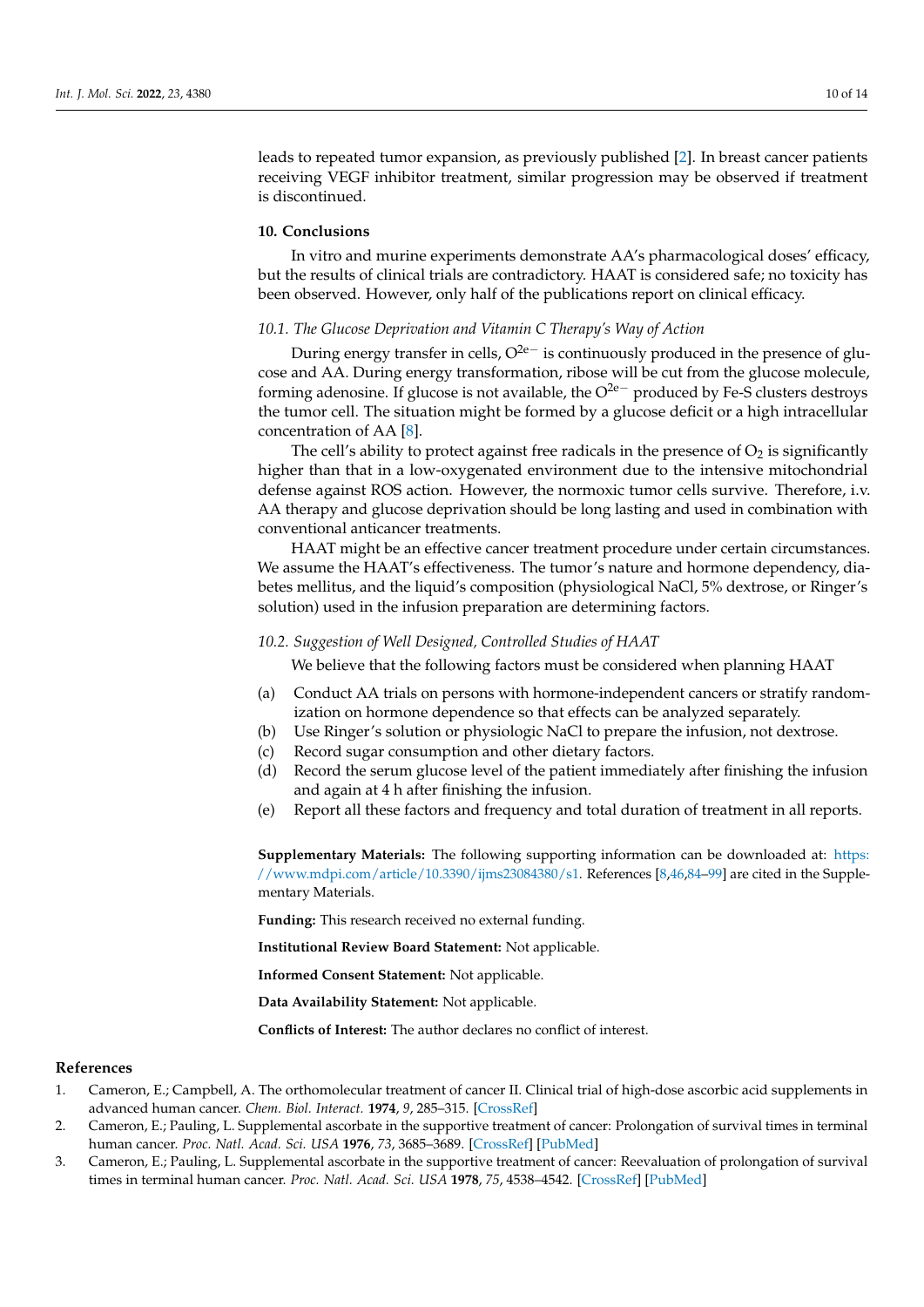leads to repeated tumor expansion, as previously published [2]. In breast cancer patients receiving VEGF inhibitor treatment, similar progression may be observed if treatment is discontinued.

## 10. Conclusions

In vitro and murine experiments demonstrate AA's pharmacological doses' efficacy, but the results of clinical trials are contradictory. HAAT is considered safe; no toxicity has been observed. However, only half of the publications report on clinical efficacy.

### *10.1. The Glucose Deprivation and Vitamin C Therapy's Way of Action*

During energy transfer in cells, $O^{2e-}$ is continuously produced in the presence of glucose and AA. During energy transformation, ribose will be cut from the glucose molecule, forming adenosine. If glucose is not available, the $O^{2e-}$ produced by Fe-S clusters destroys the tumor cell. The situation might be formed by a glucose deficit or a high intracellular concentration of AA [8].

The cell's ability to protect against free radicals in the presence of $O_2$ is significantly higher than that in a low-oxygenated environment due to the intensive mitochondrial defense against ROS action. However, the normoxic tumor cells survive. Therefore, i.v. AA therapy and glucose deprivation should be long lasting and used in combination with conventional anticancer treatments.

HAAT might be an effective cancer treatment procedure under certain circumstances. We assume the HAAT's effectiveness. The tumor's nature and hormone dependency, diabetes mellitus, and the liquid's composition (physiological NaCl, 5% dextrose, or Ringer's solution) used in the infusion preparation are determining factors.

### *10.2. Suggestion of Well Designed, Controlled Studies of HAAT*

We believe that the following factors must be considered when planning HAAT

(a) Conduct AA trials on persons with hormone-independent cancers or stratify randomization on hormone dependence so that effects can be analyzed separately.
(b) Use Ringer's solution or physiologic NaCl to prepare the infusion, not dextrose.
(c) Record sugar consumption and other dietary factors.
(d) Record the serum glucose level of the patient immediately after finishing the infusion and again at 4 h after finishing the infusion.
(e) Report all these factors and frequency and total duration of treatment in all reports.

**Supplementary Materials:** The following supporting information can be downloaded at: https://www.mdpi.com/article/10.3390/ijms23084380/s1. References [8,46,84–99] are cited in the Supplementary Materials.

**Funding:** This research received no external funding.

**Institutional Review Board Statement:** Not applicable.

**Informed Consent Statement:** Not applicable.

**Data Availability Statement:** Not applicable.

**Conflicts of Interest:** The author declares no conflict of interest.

## References

1. Cameron, E.; Campbell, A. The orthomolecular treatment of cancer II. Clinical trial of high-dose ascorbic acid supplements in advanced human cancer. *Chem. Biol. Interact.* **1974**, *9*, 285–315. [CrossRef]
2. Cameron, E.; Pauling, L. Supplemental ascorbate in the supportive treatment of cancer: Prolongation of survival times in terminal human cancer. *Proc. Natl. Acad. Sci. USA* **1976**, *73*, 3685–3689. [CrossRef] [PubMed]
3. Cameron, E.; Pauling, L. Supplemental ascorbate in the supportive treatment of cancer: Reevaluation of prolongation of survival times in terminal human cancer. *Proc. Natl. Acad. Sci. USA* **1978**, *75*, 4538–4542. [CrossRef] [PubMed]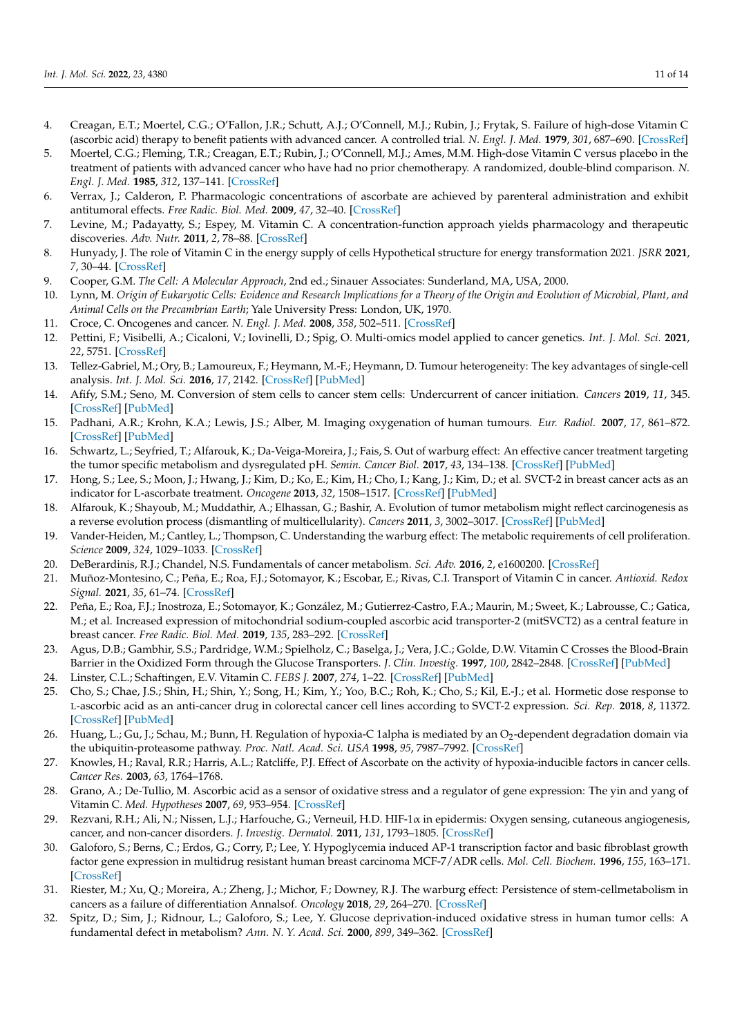4. Creagan, E.T.; Moertel, C.G.; O'Fallon, J.R.; Schutt, A.J.; O'Connell, M.J.; Rubin, J.; Frytak, S. Failure of high-dose Vitamin C (ascorbic acid) therapy to benefit patients with advanced cancer. A controlled trial. *N. Engl. J. Med.* **1979**, *301*, 687–690. [CrossRef]
5. Moertel, C.G.; Fleming, T.R.; Creagan, E.T.; Rubin, J.; O'Connell, M.J.; Ames, M.M. High-dose Vitamin C versus placebo in the treatment of patients with advanced cancer who have had no prior chemotherapy. A randomized, double-blind comparison. *N. Engl. J. Med.* **1985**, *312*, 137–141. [CrossRef]
6. Verrax, J.; Calderon, P. Pharmacologic concentrations of ascorbate are achieved by parenteral administration and exhibit antitumoral effects. *Free Radic. Biol. Med.* **2009**, *47*, 32–40. [CrossRef]
7. Levine, M.; Padayatty, S.; Espey, M. Vitamin C. A concentration-function approach yields pharmacology and therapeutic discoveries. *Adv. Nutr.* **2011**, *2*, 78–88. [CrossRef]
8. Hunyady, J. The role of Vitamin C in the energy supply of cells Hypothetical structure for energy transformation 2021. *JSRR* **2021**, *7*, 30–44. [CrossRef]
9. Cooper, G.M. *The Cell: A Molecular Approach*, 2nd ed.; Sinauer Associates: Sunderland, MA, USA, 2000.
10. Lynn, M. *Origin of Eukaryotic Cells: Evidence and Research Implications for a Theory of the Origin and Evolution of Microbial, Plant, and Animal Cells on the Precambrian Earth*; Yale University Press: London, UK, 1970.
11. Croce, C. Oncogenes and cancer. *N. Engl. J. Med.* **2008**, *358*, 502–511. [CrossRef]
12. Pettini, F.; Visibelli, A.; Cicaloni, V.; Iovinelli, D.; Spig, O. Multi-omics model applied to cancer genetics. *Int. J. Mol. Sci.* **2021**, *22*, 5751. [CrossRef]
13. Tellez-Gabriel, M.; Ory, B.; Lamoureux, F.; Heymann, M.-F.; Heymann, D. Tumour heterogeneity: The key advantages of single-cell analysis. *Int. J. Mol. Sci.* **2016**, *17*, 2142. [CrossRef] [PubMed]
14. Afify, S.M.; Seno, M. Conversion of stem cells to cancer stem cells: Undercurrent of cancer initiation. *Cancers* **2019**, *11*, 345. [CrossRef] [PubMed]
15. Padhani, A.R.; Krohn, K.A.; Lewis, J.S.; Alber, M. Imaging oxygenation of human tumours. *Eur. Radiol.* **2007**, *17*, 861–872. [CrossRef] [PubMed]
16. Schwartz, L.; Seyfried, T.; Alfarouk, K.; Da-Veiga-Moreira, J.; Fais, S. Out of warburg effect: An effective cancer treatment targeting the tumor specific metabolism and dysregulated pH. *Semin. Cancer Biol.* **2017**, *43*, 134–138. [CrossRef] [PubMed]
17. Hong, S.; Lee, S.; Moon, J.; Hwang, J.; Kim, D.; Ko, E.; Kim, H.; Cho, I.; Kang, J.; Kim, D.; et al. SVCT-2 in breast cancer acts as an indicator for L-ascorbate treatment. *Oncogene* **2013**, *32*, 1508–1517. [CrossRef] [PubMed]
18. Alfarouk, K.; Shayoub, M.; Muddathir, A.; Elhassan, G.; Bashir, A. Evolution of tumor metabolism might reflect carcinogenesis as a reverse evolution process (dismantling of multicellularity). *Cancers* **2011**, *3*, 3002–3017. [CrossRef] [PubMed]
19. Vander-Heiden, M.; Cantley, L.; Thompson, C. Understanding the warburg effect: The metabolic requirements of cell proliferation. *Science* **2009**, *324*, 1029–1033. [CrossRef]
20. DeBerardinis, R.J.; Chandel, N.S. Fundamentals of cancer metabolism. *Sci. Adv.* **2016**, *2*, e1600200. [CrossRef]
21. Muñoz-Montesino, C.; Peña, E.; Roa, F.J.; Sotomayor, K.; Escobar, E.; Rivas, C.I. Transport of Vitamin C in cancer. *Antioxid. Redox Signal.* **2021**, *35*, 61–74. [CrossRef]
22. Peña, E.; Roa, F.J.; Inostroza, E.; Sotomayor, K.; González, M.; Gutierrez-Castro, F.A.; Maurin, M.; Sweet, K.; Labrousse, C.; Gatica, M.; et al. Increased expression of mitochondrial sodium-coupled ascorbic acid transporter-2 (mitSVCT2) as a central feature in breast cancer. *Free Radic. Biol. Med.* **2019**, *135*, 283–292. [CrossRef]
23. Agus, D.B.; Gambhir, S.S.; Pardridge, W.M.; Spielholz, C.; Baselga, J.; Vera, J.C.; Golde, D.W. Vitamin C Crosses the Blood-Brain Barrier in the Oxidized Form through the Glucose Transporters. *J. Clin. Investig.* **1997**, *100*, 2842–2848. [CrossRef] [PubMed]
24. Linster, C.L.; Schaftingen, E.V. Vitamin C. *FEBS J.* **2007**, *274*, 1–22. [CrossRef] [PubMed]
25. Cho, S.; Chae, J.S.; Shin, H.; Shin, Y.; Song, H.; Kim, Y.; Yoo, B.C.; Roh, K.; Cho, S.; Kil, E.-J.; et al. Hormetic dose response to L-ascorbic acid as an anti-cancer drug in colorectal cancer cell lines according to SVCT-2 expression. *Sci. Rep.* **2018**, *8*, 11372. [CrossRef] [PubMed]
26. Huang, L.; Gu, J.; Schau, M.; Bunn, H. Regulation of hypoxia-C 1alpha is mediated by an $O_2$-dependent degradation domain via the ubiquitin-proteasome pathway. *Proc. Natl. Acad. Sci. USA* **1998**, *95*, 7987–7992. [CrossRef]
27. Knowles, H.; Raval, R.R.; Harris, A.L.; Ratcliffe, P.J. Effect of Ascorbate on the activity of hypoxia-inducible factors in cancer cells. *Cancer Res.* **2003**, *63*, 1764–1768.
28. Grano, A.; De-Tullio, M. Ascorbic acid as a sensor of oxidative stress and a regulator of gene expression: The yin and yang of Vitamin C. *Med. Hypotheses* **2007**, *69*, 953–954. [CrossRef]
29. Rezvani, R.H.; Ali, N.; Nissen, L.J.; Harfouche, G.; Verneuil, H.D. HIF-1α in epidermis: Oxygen sensing, cutaneous angiogenesis, cancer, and non-cancer disorders. *J. Investig. Dermatol.* **2011**, *131*, 1793–1805. [CrossRef]
30. Galoforo, S.; Berns, C.; Erdos, G.; Corry, P.; Lee, Y. Hypoglycemia induced AP-1 transcription factor and basic fibroblast growth factor gene expression in multidrug resistant human breast carcinoma MCF-7/ADR cells. *Mol. Cell. Biochem.* **1996**, *155*, 163–171. [CrossRef]
31. Riester, M.; Xu, Q.; Moreira, A.; Zheng, J.; Michor, F.; Downey, R.J. The warburg effect: Persistence of stem-cellmetabolism in cancers as a failure of differentiation Annalsof. *Oncology* **2018**, *29*, 264–270. [CrossRef]
32. Spitz, D.; Sim, J.; Ridnour, L.; Galoforo, S.; Lee, Y. Glucose deprivation-induced oxidative stress in human tumor cells: A fundamental defect in metabolism? *Ann. N. Y. Acad. Sci.* **2000**, *899*, 349–362. [CrossRef]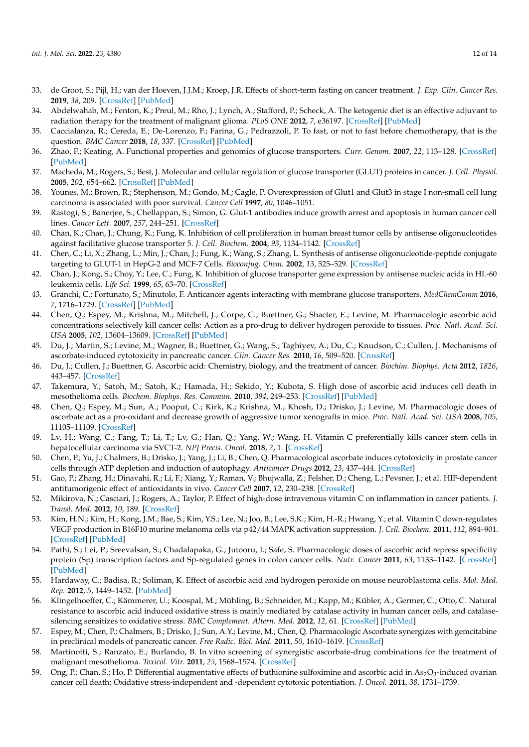33. de Groot, S.; Pijl, H.; van der Hoeven, J.J.M.; Kroep, J.R. Effects of short-term fasting on cancer treatment. *J. Exp. Clin. Cancer Res.* **2019**, *38*, 209. [CrossRef] [PubMed]
34. Abdelwahab, M.; Fenton, K.; Preul, M.; Rho, J.; Lynch, A.; Stafford, P.; Scheck, A. The ketogenic diet is an effective adjuvant to radiation therapy for the treatment of malignant glioma. *PLoS ONE* **2012**, *7*, e36197. [CrossRef] [PubMed]
35. Caccialanza, R.; Cereda, E.; De-Lorenzo, F.; Farina, G.; Pedrazzoli, P. To fast, or not to fast before chemotherapy, that is the question. *BMC Cancer* **2018**, *18*, 337. [CrossRef] [PubMed]
36. Zhao, F.; Keating, A. Functional properties and genomics of glucose transporters. *Curr. Genom.* **2007**, *22*, 113–128. [CrossRef] [PubMed]
37. Macheda, M.; Rogers, S.; Best, J. Molecular and cellular regulation of glucose transporter (GLUT) proteins in cancer. *J. Cell. Physiol.* **2005**, *202*, 654–662. [CrossRef] [PubMed]
38. Younes, M.; Brown, R.; Stephenson, M.; Gondo, M.; Cagle, P. Overexpression of Glut1 and Glut3 in stage I non-small cell lung carcinoma is associated with poor survival. *Cancer Cell* **1997**, *80*, 1046–1051.
39. Rastogi, S.; Banerjee, S.; Chellappan, S.; Simon, G. Glut-1 antibodies induce growth arrest and apoptosis in human cancer cell lines. *Cancer Lett.* **2007**, *257*, 244–251. [CrossRef]
40. Chan, K.; Chan, J.; Chung, K.; Fung, K. Inhibition of cell proliferation in human breast tumor cells by antisense oligonucleotides against facilitative glucose transporter 5. *J. Cell. Biochem.* **2004**, *93*, 1134–1142. [CrossRef]
41. Chen, C.; Li, X.; Zhang, L.; Min, J.; Chan, J.; Fung, K.; Wang, S.; Zhang, L. Synthesis of antisense oligonucleotide-peptide conjugate targeting to GLUT-1 in HepG-2 and MCF-7 Cells. *Bioconjug. Chem.* **2002**, *13*, 525–529. [CrossRef]
42. Chan, J.; Kong, S.; Choy, Y.; Lee, C.; Fung, K. Inhibition of glucose transporter gene expression by antisense nucleic acids in HL-60 leukemia cells. *Life Sci.* **1999**, *65*, 63–70. [CrossRef]
43. Granchi, C.; Fortunato, S.; Minutolo, F. Anticancer agents interacting with membrane glucose transporters. *MedChemComm* **2016**, *7*, 1716–1729. [CrossRef] [PubMed]
44. Chen, Q.; Espey, M.; Krishna, M.; Mitchell, J.; Corpe, C.; Buettner, G.; Shacter, E.; Levine, M. Pharmacologic ascorbic acid concentrations selectively kill cancer cells: Action as a pro-drug to deliver hydrogen peroxide to tissues. *Proc. Natl. Acad. Sci. USA* **2005**, *102*, 13604–13609. [CrossRef] [PubMed]
45. Du, J.; Martin, S.; Levine, M.; Wagner, B.; Buettner, G.; Wang, S.; Taghiyev, A.; Du, C.; Knudson, C.; Cullen, J. Mechanisms of ascorbate-induced cytotoxicity in pancreatic cancer. *Clin. Cancer Res.* **2010**, *16*, 509–520. [CrossRef]
46. Du, J.; Cullen, J.; Buettner, G. Ascorbic acid: Chemistry, biology, and the treatment of cancer. *Biochim. Biophys. Acta* **2012**, *1826*, 443–457. [CrossRef]
47. Takemura, Y.; Satoh, M.; Satoh, K.; Hamada, H.; Sekido, Y.; Kubota, S. High dose of ascorbic acid induces cell death in mesothelioma cells. *Biochem. Biophys. Res. Commun.* **2010**, *394*, 249–253. [CrossRef] [PubMed]
48. Chen, Q.; Espey, M.; Sun, A.; Pooput, C.; Kirk, K.; Krishna, M.; Khosh, D.; Drisko, J.; Levine, M. Pharmacologic doses of ascorbate act as a pro-oxidant and decrease growth of aggressive tumor xenografts in mice. *Proc. Natl. Acad. Sci. USA* **2008**, *105*, 11105–11109. [CrossRef]
49. Lv, H.; Wang, C.; Fang, T.; Li, T.; Lv, G.; Han, Q.; Yang, W.; Wang, H. Vitamin C preferentially kills cancer stem cells in hepatocellular carcinoma via SVCT-2. *NPJ Precis. Oncol.* **2018**, *2*, 1. [CrossRef]
50. Chen, P.; Yu, J.; Chalmers, B.; Drisko, J.; Yang, J.; Li, B.; Chen, Q. Pharmacological ascorbate induces cytotoxicity in prostate cancer cells through ATP depletion and induction of autophagy. *Anticancer Drugs* **2012**, *23*, 437–444. [CrossRef]
51. Gao, P.; Zhang, H.; Dinavahi, R.; Li, F.; Xiang, Y.; Raman, V.; Bhujwalla, Z.; Felsher, D.; Cheng, L.; Pevsner, J.; et al. HIF-dependent antitumorigenic effect of antioxidants in vivo. *Cancer Cell* **2007**, *12*, 230–238. [CrossRef]
52. Mikirova, N.; Casciari, J.; Rogers, A.; Taylor, P. Effect of high-dose intravenous vitamin C on inflammation in cancer patients. *J. Transl. Med.* **2012**, *10*, 189. [CrossRef]
53. Kim, H.N.; Kim, H.; Kong, J.M.; Bae, S.; Kim, Y.S.; Lee, N.; Joo, B.; Lee, S.K.; Kim, H.-R.; Hwang, Y.; et al. Vitamin C down-regulates VEGF production in B16F10 murine melanoma cells via p42/44 MAPK activation suppression. *J. Cell. Biochem.* **2011**, *112*, 894–901. [CrossRef] [PubMed]
54. Pathi, S.; Lei, P.; Sreevalsan, S.; Chadalapaka, G.; Jutooru, I.; Safe, S. Pharmacologic doses of ascorbic acid repress specificity protein (Sp) transcription factors and Sp-regulated genes in colon cancer cells. *Nutr. Cancer* **2011**, *63*, 1133–1142. [CrossRef] [PubMed]
55. Hardaway, C.; Badisa, R.; Soliman, K. Effect of ascorbic acid and hydrogen peroxide on mouse neuroblastoma cells. *Mol. Med. Rep.* **2012**, *5*, 1449–1452. [PubMed]
56. Klingelhoeffer, C.; Kämmerer, U.; Koospal, M.; Mühling, B.; Schneider, M.; Kapp, M.; Kübler, A.; Germer, C.; Otto, C. Natural resistance to ascorbic acid induced oxidative stress is mainly mediated by catalase activity in human cancer cells, and catalase-silencing sensitizes to oxidative stress. *BMC Complement. Altern. Med.* **2012**, *12*, 61. [CrossRef] [PubMed]
57. Espey, M.; Chen, P.; Chalmers, B.; Drisko, J.; Sun, A.Y.; Levine, M.; Chen, Q. Pharmacologic Ascorbate synergizes with gemcitabine in preclinical models of pancreatic cancer. *Free Radic. Biol. Med.* **2011**, *50*, 1610–1619. [CrossRef]
58. Martinotti, S.; Ranzato, E.; Burlando, B. In vitro screening of synergistic ascorbate-drug combinations for the treatment of malignant mesothelioma. *Toxicol. Vitr.* **2011**, *25*, 1568–1574. [CrossRef]
59. Ong, P.; Chan, S.; Ho, P. Differential augmentative effects of buthionine sulfoximine and ascorbic acid in $As_2O_3$-induced ovarian cancer cell death: Oxidative stress-independent and -dependent cytotoxic potentiation. *J. Oncol.* **2011**, *38*, 1731–1739.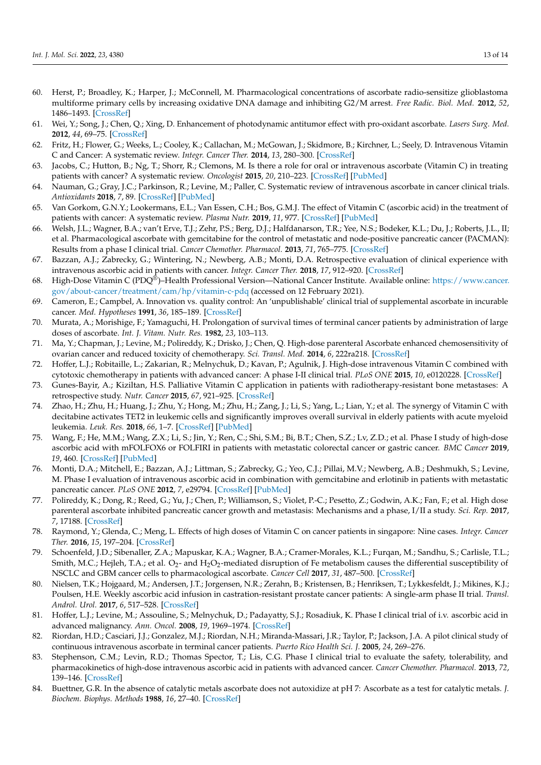60. Herst, P.; Broadley, K.; Harper, J.; McConnell, M. Pharmacological concentrations of ascorbate radio-sensitize glioblastoma multiforme primary cells by increasing oxidative DNA damage and inhibiting G2/M arrest. *Free Radic. Biol. Med.* **2012**, *52*, 1486–1493. [CrossRef]
61. Wei, Y.; Song, J.; Chen, Q.; Xing, D. Enhancement of photodynamic antitumor effect with pro-oxidant ascorbate. *Lasers Surg. Med.* **2012**, *44*, 69–75. [CrossRef]
62. Fritz, H.; Flower, G.; Weeks, L.; Cooley, K.; Callachan, M.; McGowan, J.; Skidmore, B.; Kirchner, L.; Seely, D. Intravenous Vitamin C and Cancer: A systematic review. *Integr. Cancer Ther.* **2014**, *13*, 280–300. [CrossRef]
63. Jacobs, C.; Hutton, B.; Ng, T.; Shorr, R.; Clemons, M. Is there a role for oral or intravenous ascorbate (Vitamin C) in treating patients with cancer? A systematic review. *Oncologist* **2015**, *20*, 210–223. [CrossRef] [PubMed]
64. Nauman, G.; Gray, J.C.; Parkinson, R.; Levine, M.; Paller, C. Systematic review of intravenous ascorbate in cancer clinical trials. *Antioxidants* **2018**, *7*, 89. [CrossRef] [PubMed]
65. Van Gorkom, G.N.Y.; Lookermans, E.L.; Van Essen, C.H.; Bos, G.M.J. The effect of Vitamin C (ascorbic acid) in the treatment of patients with cancer: A systematic review. *Plasma Nutr.* **2019**, *11*, 977. [CrossRef] [PubMed]
66. Welsh, J.L.; Wagner, B.A.; van't Erve, T.J.; Zehr, P.S.; Berg, D.J.; Halfdanarson, T.R.; Yee, N.S.; Bodeker, K.L.; Du, J.; Roberts, J.L., II; et al. Pharmacological ascorbate with gemcitabine for the control of metastatic and node-positive pancreatic cancer (PACMAN): Results from a phase I clinical trial. *Cancer Chemother. Pharmacol.* **2013**, *71*, 765–775. [CrossRef]
67. Bazzan, A.J.; Zabrecky, G.; Wintering, N.; Newberg, A.B.; Monti, D.A. Retrospective evaluation of clinical experience with intravenous ascorbic acid in patients with cancer. *Integr. Cancer Ther.* **2018**, *17*, 912–920. [CrossRef]
68. High-Dose Vitamin C (PDQ®)–Health Professional Version—National Cancer Institute. Available online: https://www.cancer.gov/about-cancer/treatment/cam/hp/vitamin-c-pdq (accessed on 12 February 2021).
69. Cameron, E.; Campbel, A. Innovation vs. quality control: An 'unpublishable' clinical trial of supplemental ascorbate in incurable cancer. *Med. Hypotheses* **1991**, *36*, 185–189. [CrossRef]
70. Murata, A.; Morishige, F.; Yamaguchi, H. Prolongation of survival times of terminal cancer patients by administration of large doses of ascorbate. *Int. J. Vitam. Nutr. Res.* **1982**, *23*, 103–113.
71. Ma, Y.; Chapman, J.; Levine, M.; Polireddy, K.; Drisko, J.; Chen, Q. High-dose parenteral Ascorbate enhanced chemosensitivity of ovarian cancer and reduced toxicity of chemotherapy. *Sci. Transl. Med.* **2014**, *6*, 222ra218. [CrossRef]
72. Hoffer, L.J.; Robitaille, L.; Zakarian, R.; Melnychuk, D.; Kavan, P.; Agulnik, J. High-dose intravenous Vitamin C combined with cytotoxic chemotherapy in patients with advanced cancer: A phase I-II clinical trial. *PLoS ONE* **2015**, *10*, e0120228. [CrossRef]
73. Gunes-Bayir, A.; Kiziltan, H.S. Palliative Vitamin C application in patients with radiotherapy-resistant bone metastases: A retrospective study. *Nutr. Cancer* **2015**, *67*, 921–925. [CrossRef]
74. Zhao, H.; Zhu, H.; Huang, J.; Zhu, Y.; Hong, M.; Zhu, H.; Zang, J.; Li, S.; Yang, L.; Lian, Y.; et al. The synergy of Vitamin C with decitabine activates TET2 in leukemic cells and significantly improves overall survival in elderly patients with acute myeloid leukemia. *Leuk. Res.* **2018**, *66*, 1–7. [CrossRef] [PubMed]
75. Wang, F.; He, M.M.; Wang, Z.X.; Li, S.; Jin, Y.; Ren, C.; Shi, S.M.; Bi, B.T.; Chen, S.Z.; Lv, Z.D.; et al. Phase I study of high-dose ascorbic acid with mFOLFOX6 or FOLFIRI in patients with metastatic colorectal cancer or gastric cancer. *BMC Cancer* **2019**, *19*, 460. [CrossRef] [PubMed]
76. Monti, D.A.; Mitchell, E.; Bazzan, A.J.; Littman, S.; Zabrecky, G.; Yeo, C.J.; Pillai, M.V.; Newberg, A.B.; Deshmukh, S.; Levine, M. Phase I evaluation of intravenous ascorbic acid in combination with gemcitabine and erlotinib in patients with metastatic pancreatic cancer. *PLoS ONE* **2012**, *7*, e29794. [CrossRef] [PubMed]
77. Polireddy, K.; Dong, R.; Reed, G.; Yu, J.; Chen, P.; Williamson, S.; Violet, P.-C.; Pesetto, Z.; Godwin, A.K.; Fan, F.; et al. High dose parenteral ascorbate inhibited pancreatic cancer growth and metastasis: Mechanisms and a phase, I/II a study. *Sci. Rep.* **2017**, *7*, 17188. [CrossRef]
78. Raymond, Y.; Glenda, C.; Meng, L. Effects of high doses of Vitamin C on cancer patients in singapore: Nine cases. *Integr. Cancer Ther.* **2016**, *15*, 197–204. [CrossRef]
79. Schoenfeld, J.D.; Sibenaller, Z.A.; Mapuskar, K.A.; Wagner, B.A.; Cramer-Morales, K.L.; Furqan, M.; Sandhu, S.; Carlisle, T.L.; Smith, M.C.; Hejleh, T.A.; et al. $O_2$- and $H_2O_2$-mediated disruption of Fe metabolism causes the differential susceptibility of NSCLC and GBM cancer cells to pharmacological ascorbate. *Cancer Cell* **2017**, *31*, 487–500. [CrossRef]
80. Nielsen, T.K.; Hojgaard, M.; Andersen, J.T.; Jorgensen, N.R.; Zerahn, B.; Kristensen, B.; Henriksen, T.; Lykkesfeldt, J.; Mikines, K.J.; Poulsen, H.E. Weekly ascorbic acid infusion in castration-resistant prostate cancer patients: A single-arm phase II trial. *Transl. Androl. Urol.* **2017**, *6*, 517–528. [CrossRef]
81. Hoffer, L.J.; Levine, M.; Assouline, S.; Melnychuk, D.; Padayatty, S.J.; Rosadiuk, K. Phase I clinical trial of i.v. ascorbic acid in advanced malignancy. *Ann. Oncol.* **2008**, *19*, 1969–1974. [CrossRef]
82. Riordan, H.D.; Casciari, J.J.; Gonzalez, M.J.; Riordan, N.H.; Miranda-Massari, J.R.; Taylor, P.; Jackson, J.A. A pilot clinical study of continuous intravenous ascorbate in terminal cancer patients. *Puerto Rico Health Sci. J.* **2005**, *24*, 269–276.
83. Stephenson, C.M.; Levin, R.D.; Thomas Spector, T.; Lis, C.G. Phase I clinical trial to evaluate the safety, tolerability, and pharmacokinetics of high-dose intravenous ascorbic acid in patients with advanced cancer. *Cancer Chemother. Pharmacol.* **2013**, *72*, 139–146. [CrossRef]
84. Buettner, G.R. In the absence of catalytic metals ascorbate does not autoxidize at pH 7: Ascorbate as a test for catalytic metals. *J. Biochem. Biophys. Methods* **1988**, *16*, 27–40. [CrossRef]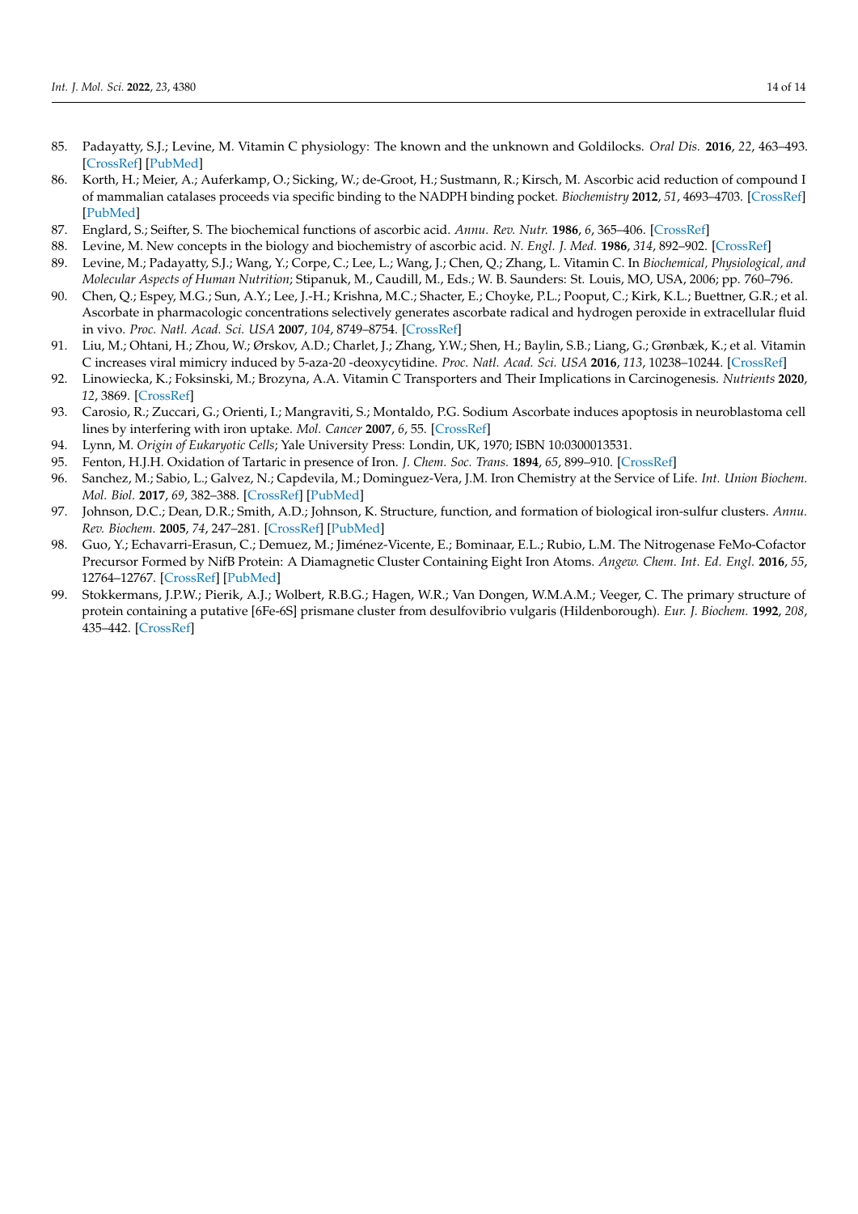85. Padayatty, S.J.; Levine, M. Vitamin C physiology: The known and the unknown and Goldilocks. *Oral Dis.* **2016**, *22*, 463–493. [CrossRef] [PubMed]
86. Korth, H.; Meier, A.; Auferkamp, O.; Sicking, W.; de-Groot, H.; Sustmann, R.; Kirsch, M. Ascorbic acid reduction of compound I of mammalian catalases proceeds via specific binding to the NADPH binding pocket. *Biochemistry* **2012**, *51*, 4693–4703. [CrossRef] [PubMed]
87. Englard, S.; Seifter, S. The biochemical functions of ascorbic acid. *Annu. Rev. Nutr.* **1986**, *6*, 365–406. [CrossRef]
88. Levine, M. New concepts in the biology and biochemistry of ascorbic acid. *N. Engl. J. Med.* **1986**, *314*, 892–902. [CrossRef]
89. Levine, M.; Padayatty, S.J.; Wang, Y.; Corpe, C.; Lee, L.; Wang, J.; Chen, Q.; Zhang, L. Vitamin C. In *Biochemical, Physiological, and Molecular Aspects of Human Nutrition*; Stipanuk, M., Caudill, M., Eds.; W. B. Saunders: St. Louis, MO, USA, 2006; pp. 760–796.
90. Chen, Q.; Espey, M.G.; Sun, A.Y.; Lee, J.-H.; Krishna, M.C.; Shacter, E.; Choyke, P.L.; Pooput, C.; Kirk, K.L.; Buettner, G.R.; et al. Ascorbate in pharmacologic concentrations selectively generates ascorbate radical and hydrogen peroxide in extracellular fluid in vivo. *Proc. Natl. Acad. Sci. USA* **2007**, *104*, 8749–8754. [CrossRef]
91. Liu, M.; Ohtani, H.; Zhou, W.; Ørskov, A.D.; Charlet, J.; Zhang, Y.W.; Shen, H.; Baylin, S.B.; Liang, G.; Grønbæk, K.; et al. Vitamin C increases viral mimicry induced by 5-aza-20 -deoxycytidine. *Proc. Natl. Acad. Sci. USA* **2016**, *113*, 10238–10244. [CrossRef]
92. Linowiecka, K.; Foksinski, M.; Brozyna, A.A. Vitamin C Transporters and Their Implications in Carcinogenesis. *Nutrients* **2020**, *12*, 3869. [CrossRef]
93. Carosio, R.; Zuccari, G.; Orienti, I.; Mangraviti, S.; Montaldo, P.G. Sodium Ascorbate induces apoptosis in neuroblastoma cell lines by interfering with iron uptake. *Mol. Cancer* **2007**, *6*, 55. [CrossRef]
94. Lynn, M. *Origin of Eukaryotic Cells*; Yale University Press: Londin, UK, 1970; ISBN 10:0300013531.
95. Fenton, H.J.H. Oxidation of Tartaric in presence of Iron. *J. Chem. Soc. Trans.* **1894**, *65*, 899–910. [CrossRef]
96. Sanchez, M.; Sabio, L.; Galvez, N.; Capdevila, M.; Dominguez-Vera, J.M. Iron Chemistry at the Service of Life. *Int. Union Biochem. Mol. Biol.* **2017**, *69*, 382–388. [CrossRef] [PubMed]
97. Johnson, D.C.; Dean, D.R.; Smith, A.D.; Johnson, K. Structure, function, and formation of biological iron-sulfur clusters. *Annu. Rev. Biochem.* **2005**, *74*, 247–281. [CrossRef] [PubMed]
98. Guo, Y.; Echavarri-Erasun, C.; Demuez, M.; Jiménez-Vicente, E.; Bominaar, E.L.; Rubio, L.M. The Nitrogenase FeMo-Cofactor Precursor Formed by NifB Protein: A Diamagnetic Cluster Containing Eight Iron Atoms. *Angew. Chem. Int. Ed. Engl.* **2016**, *55*, 12764–12767. [CrossRef] [PubMed]
99. Stokkermans, J.P.W.; Pierik, A.J.; Wolbert, R.B.G.; Hagen, W.R.; Van Dongen, W.M.A.M.; Veeger, C. The primary structure of protein containing a putative [6Fe-6S] prismane cluster from desulfovibrio vulgaris (Hildenborough). *Eur. J. Biochem.* **1992**, *208*, 435–442. [CrossRef]